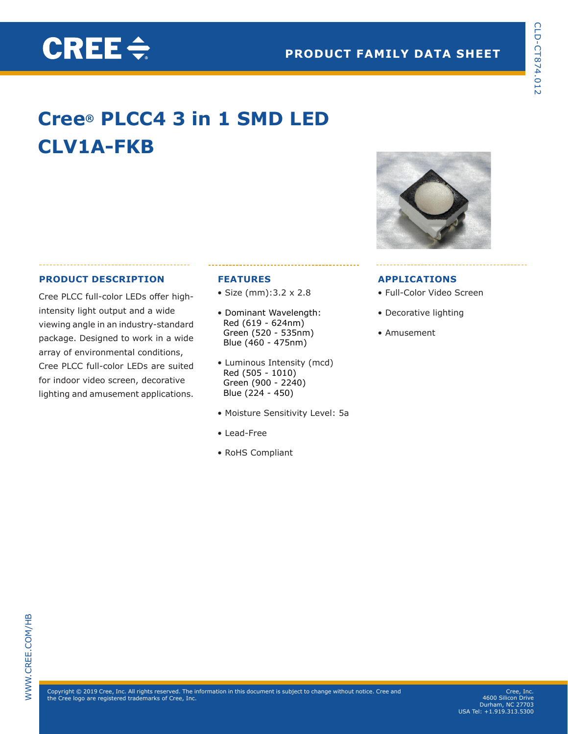# Cree® PLCC4 3 in 1 SMD LED CLV1A-FKB

## PRODUCT DESCRIPTION

Cree PLCC full-color LEDs offer high-intensity light output and a wide viewing angle in an industry-standard package. Designed to work in a wide array of environmental conditions, Cree PLCC full-color LEDs are suited for indoor video screen, decorative lighting and amusement applications.

## FEATURES

- Size (mm):3.2 x 2.8
- Dominant Wavelength:
  Red (619 - 624nm)
  Green (520 - 535nm)
  Blue (460 - 475nm)
- Luminous Intensity (mcd)
  Red (505 - 1010)
  Green (900 - 2240)
  Blue (224 - 450)
- Moisture Sensitivity Level: 5a
- Lead-Free
- RoHS Compliant

## APPLICATIONS

- Full-Color Video Screen
- Decorative lighting
- Amusement

Copyright © 2019 Cree, Inc. All rights reserved. The information in this document is subject to change without notice. Cree and the Cree logo are registered trademarks of Cree, Inc.

Cree, Inc.
4600 Silicon Drive
Durham, NC 27703
USA Tel: +1.919.313.5300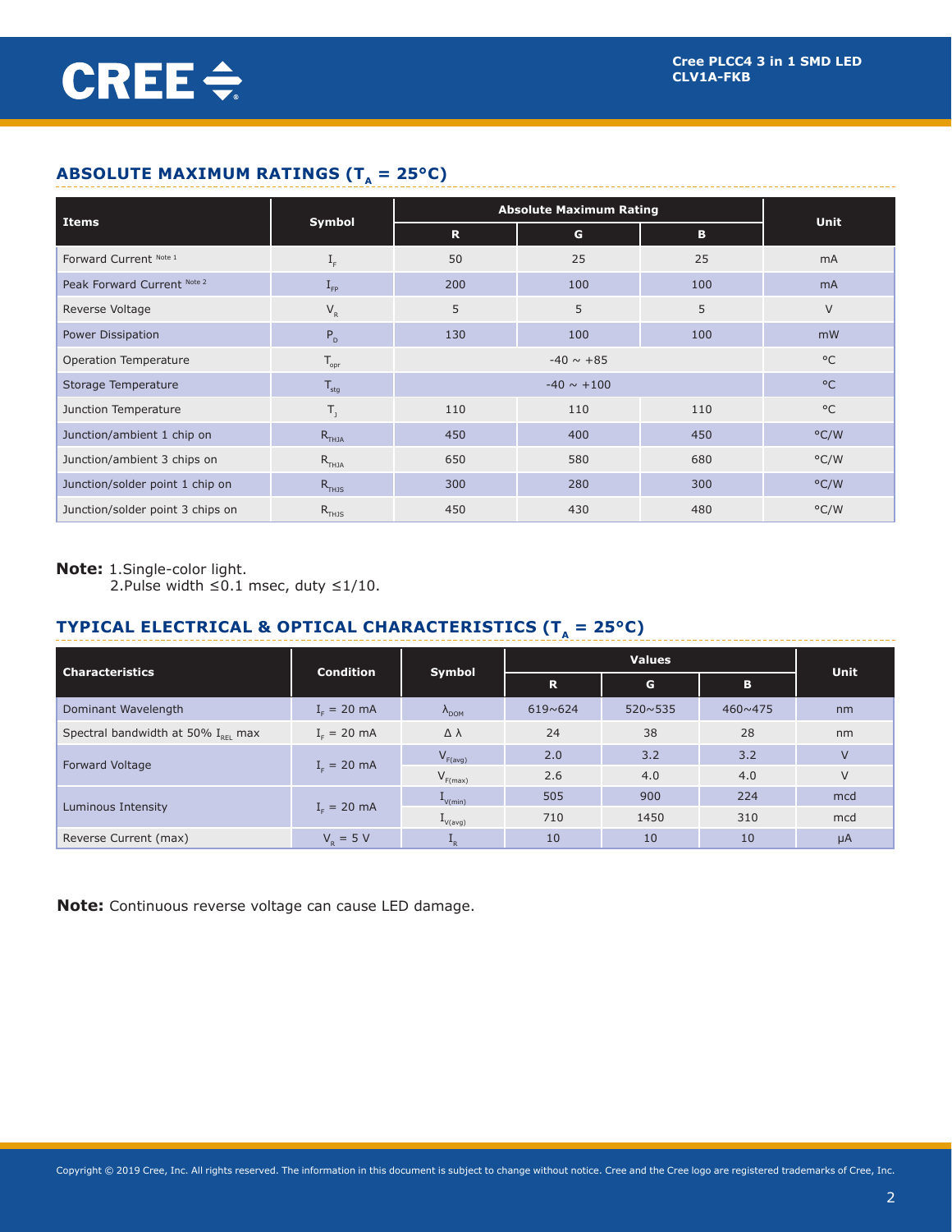## ABSOLUTE MAXIMUM RATINGS ($T_A$ = 25°C)

| Items | Symbol | Absolute Maximum Rating | | | Unit |
|---|---|---|---|---|---|
| | | R | G | B | |
| Forward Current Note 1 | $I_F$ | 50 | 25 | 25 | mA |
| Peak Forward Current Note 2 | $I_{FP}$ | 200 | 100 | 100 | mA |
| Reverse Voltage | $V_R$ | 5 | 5 | 5 | V |
| Power Dissipation | $P_D$ | 130 | 100 | 100 | mW |
| Operation Temperature | $T_{opr}$ | -40 ~ +85 | | | °C |
| Storage Temperature | $T_{stg}$ | -40 ~ +100 | | | °C |
| Junction Temperature | $T_J$ | 110 | 110 | 110 | °C |
| Junction/ambient 1 chip on | $R_{THJA}$ | 450 | 400 | 450 | °C/W |
| Junction/ambient 3 chips on | $R_{THJA}$ | 650 | 580 | 680 | °C/W |
| Junction/solder point 1 chip on | $R_{THJS}$ | 300 | 280 | 300 | °C/W |
| Junction/solder point 3 chips on | $R_{THJS}$ | 450 | 430 | 480 | °C/W |

**Note:** 1.Single-color light.
2.Pulse width ≤0.1 msec, duty ≤1/10.

## TYPICAL ELECTRICAL & OPTICAL CHARACTERISTICS ($T_A$ = 25°C)

| Characteristics | Condition | Symbol | Values | | | Unit |
|---|---|---|---|---|---|---|
| | | | R | G | B | |
| Dominant Wavelength | $I_F$ = 20 mA | $\lambda_{DOM}$ | 619~624 | 520~535 | 460~475 | nm |
| Spectral bandwidth at 50% $I_{REL}$ max | $I_F$ = 20 mA | Δ λ | 24 | 38 | 28 | nm |
| Forward Voltage | $I_F$ = 20 mA | $V_{F(avg)}$ | 2.0 | 3.2 | 3.2 | V |
| | | $V_{F(max)}$ | 2.6 | 4.0 | 4.0 | V |
| Luminous Intensity | $I_F$ = 20 mA | $I_{V(min)}$ | 505 | 900 | 224 | mcd |
| | | $I_{V(avg)}$ | 710 | 1450 | 310 | mcd |
| Reverse Current (max) | $V_R$ = 5 V | $I_R$ | 10 | 10 | 10 | µA |

**Note:** Continuous reverse voltage can cause LED damage.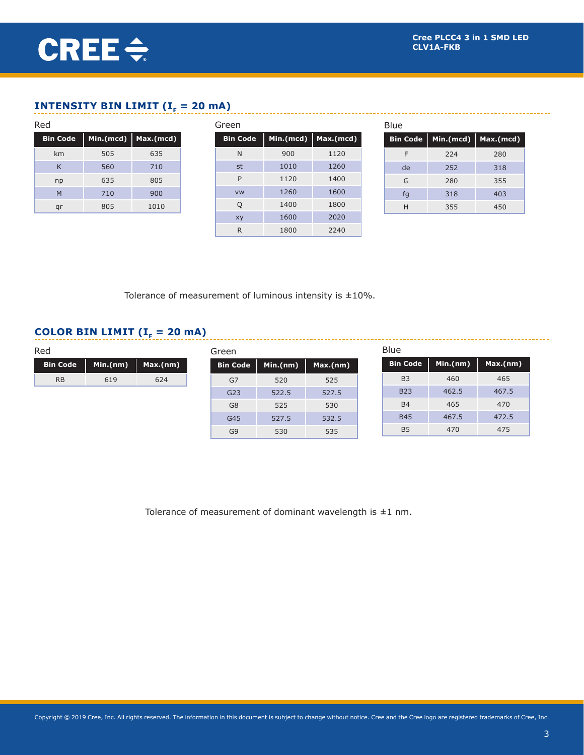## INTENSITY BIN LIMIT ($I_F$ = 20 mA)

Red

| Bin Code | Min.(mcd) | Max.(mcd) |
|---|---|---|
| km | 505 | 635 |
| K | 560 | 710 |
| np | 635 | 805 |
| M | 710 | 900 |
| qr | 805 | 1010 |

Green

| Bin Code | Min.(mcd) | Max.(mcd) |
|---|---|---|
| N | 900 | 1120 |
| st | 1010 | 1260 |
| P | 1120 | 1400 |
| vw | 1260 | 1600 |
| Q | 1400 | 1800 |
| xy | 1600 | 2020 |
| R | 1800 | 2240 |

Blue

| Bin Code | Min.(mcd) | Max.(mcd) |
|---|---|---|
| F | 224 | 280 |
| de | 252 | 318 |
| G | 280 | 355 |
| fg | 318 | 403 |
| H | 355 | 450 |

Tolerance of measurement of luminous intensity is ±10%.

## COLOR BIN LIMIT ($I_F$ = 20 mA)

Red

| Bin Code | Min.(nm) | Max.(nm) |
|---|---|---|
| RB | 619 | 624 |

Green

| Bin Code | Min.(nm) | Max.(nm) |
|---|---|---|
| G7 | 520 | 525 |
| G23 | 522.5 | 527.5 |
| G8 | 525 | 530 |
| G45 | 527.5 | 532.5 |
| G9 | 530 | 535 |

Blue

| Bin Code | Min.(nm) | Max.(nm) |
|---|---|---|
| B3 | 460 | 465 |
| B23 | 462.5 | 467.5 |
| B4 | 465 | 470 |
| B45 | 467.5 | 472.5 |
| B5 | 470 | 475 |

Tolerance of measurement of dominant wavelength is ±1 nm.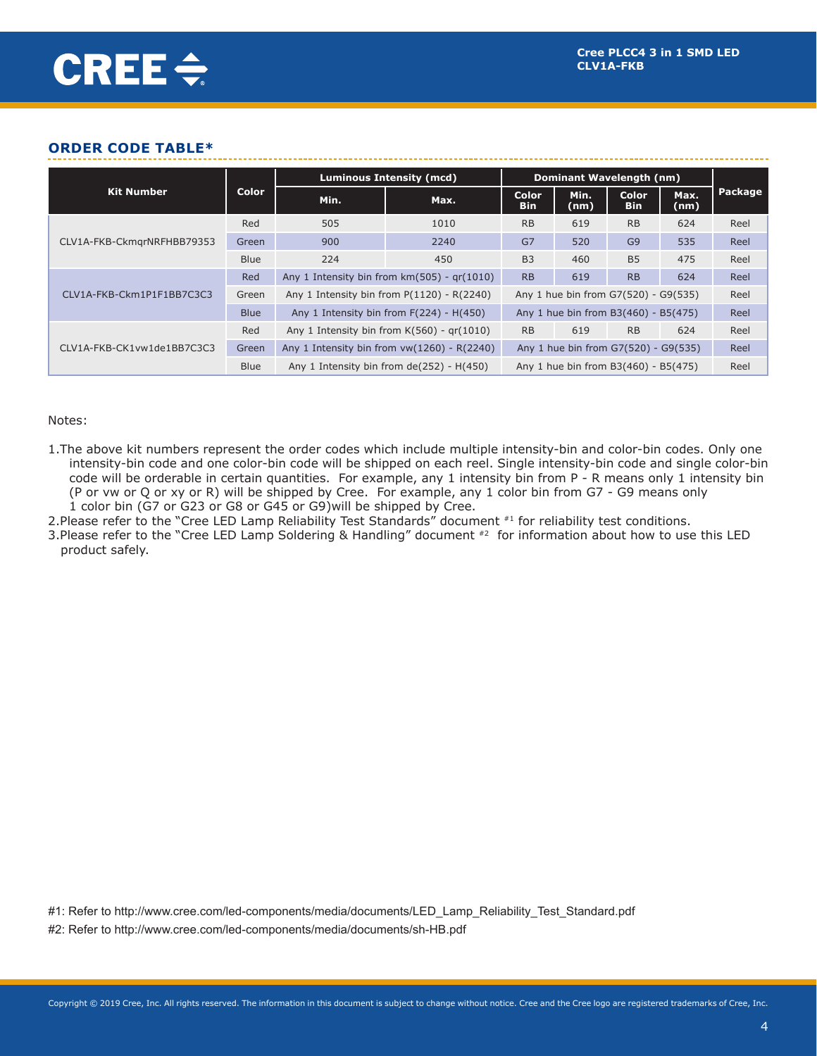## ORDER CODE TABLE*

| Kit Number | Color | Luminous Intensity (mcd) | | Dominant Wavelength (nm) | | | | Package |
|---|---|---|---|---|---|---|---|---|
| | | Min. | Max. | Color Bin | Min. (nm) | Color Bin | Max. (nm) | |
| CLV1A-FKB-CkmqrNRFHBB79353 | Red | 505 | 1010 | RB | 619 | RB | 624 | Reel |
| | Green | 900 | 2240 | G7 | 520 | G9 | 535 | Reel |
| | Blue | 224 | 450 | B3 | 460 | B5 | 475 | Reel |
| CLV1A-FKB-Ckm1P1F1BB7C3C3 | Red | Any 1 Intensity bin from km(505) - qr(1010) | | RB | 619 | RB | 624 | Reel |
| | Green | Any 1 Intensity bin from P(1120) - R(2240) | | Any 1 hue bin from G7(520) - G9(535) | | | | Reel |
| | Blue | Any 1 Intensity bin from F(224) - H(450) | | Any 1 hue bin from B3(460) - B5(475) | | | | Reel |
| CLV1A-FKB-CK1vw1de1BB7C3C3 | Red | Any 1 Intensity bin from K(560) - qr(1010) | | RB | 619 | RB | 624 | Reel |
| | Green | Any 1 Intensity bin from vw(1260) - R(2240) | | Any 1 hue bin from G7(520) - G9(535) | | | | Reel |
| | Blue | Any 1 Intensity bin from de(252) - H(450) | | Any 1 hue bin from B3(460) - B5(475) | | | | Reel |

Notes:

1. The above kit numbers represent the order codes which include multiple intensity-bin and color-bin codes. Only one intensity-bin code and one color-bin code will be shipped on each reel. Single intensity-bin code and single color-bin code will be orderable in certain quantities. For example, any 1 intensity bin from P - R means only 1 intensity bin (P or vw or Q or xy or R) will be shipped by Cree. For example, any 1 color bin from G7 - G9 means only 1 color bin (G7 or G23 or G8 or G45 or G9)will be shipped by Cree.
2. Please refer to the "Cree LED Lamp Reliability Test Standards" document [#1] for reliability test conditions.
3. Please refer to the "Cree LED Lamp Soldering & Handling" document [#2] for information about how to use this LED product safely.

#1: Refer to http://www.cree.com/led-components/media/documents/LED_Lamp_Reliability_Test_Standard.pdf

#2: Refer to http://www.cree.com/led-components/media/documents/sh-HB.pdf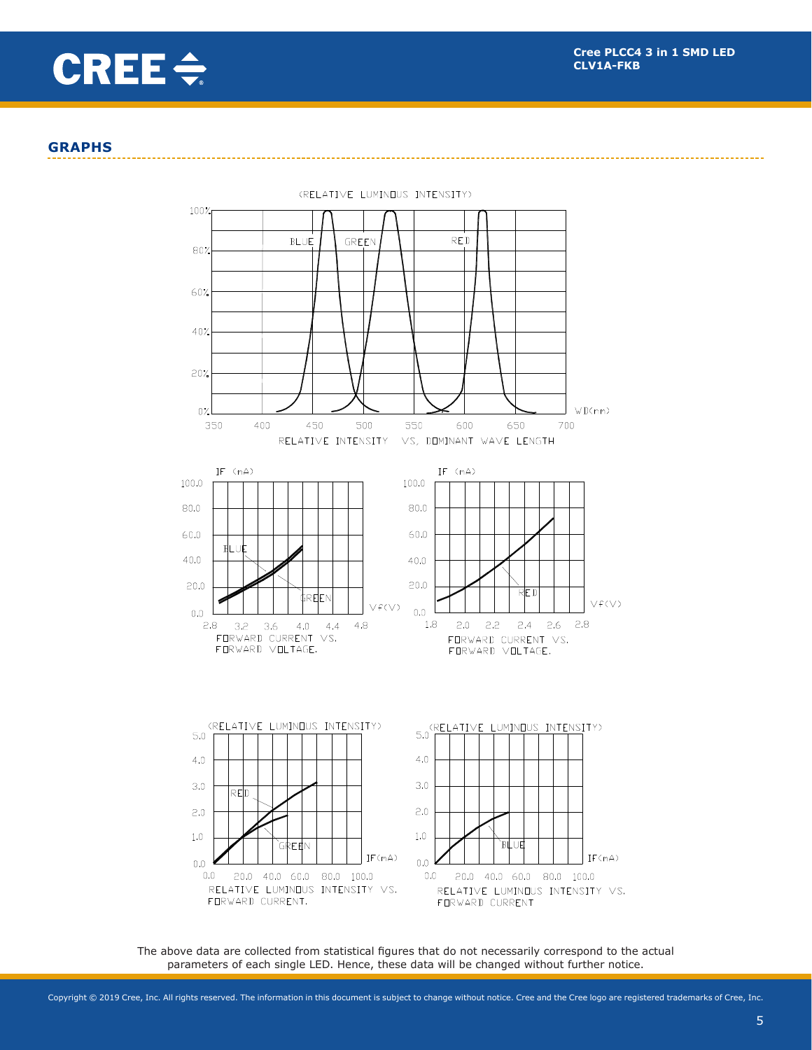## GRAPHS

(RELATIVE LUMINOUS INTENSITY)

RELATIVE INTENSITY VS. DOMINANT WAVE LENGTH

FORWARD CURRENT VS. FORWARD VOLTAGE.

FORWARD CURRENT VS. FORWARD VOLTAGE.

RELATIVE LUMINOUS INTENSITY VS. FORWARD CURRENT.

RELATIVE LUMINOUS INTENSITY VS. FORWARD CURRENT

The above data are collected from statistical figures that do not necessarily correspond to the actual parameters of each single LED. Hence, these data will be changed without further notice.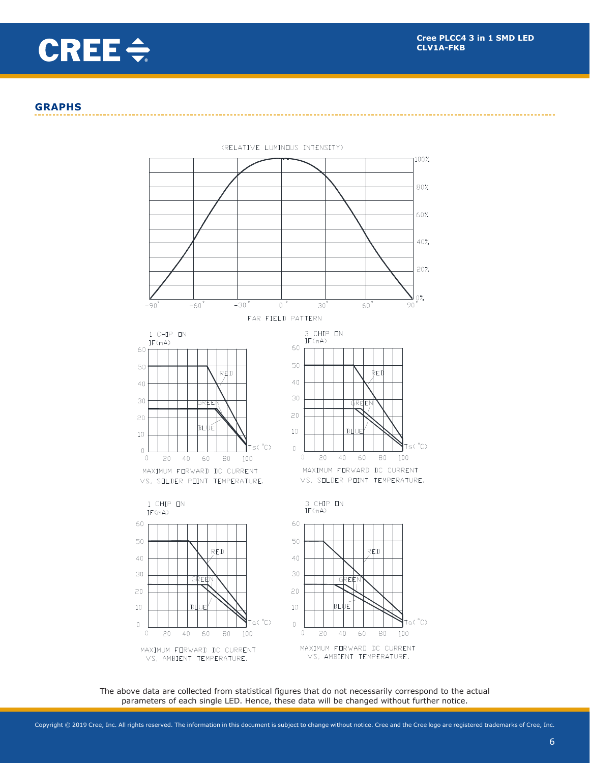## GRAPHS

(RELATIVE LUMINOUS INTENSITY)

FAR FIELD PATTERN

1 CHIP ON

MAXIMUM FORWARD DC CURRENT VS. SOLDER POINT TEMPERATURE.

3 CHIP ON

MAXIMUM FORWARD DC CURRENT VS. SOLDER POINT TEMPERATURE.

1 CHIP ON

MAXIMUM FORWARD DC CURRENT VS. AMBIENT TEMPERATURE.

3 CHIP ON

MAXIMUM FORWARD DC CURRENT VS. AMBIENT TEMPERATURE.

The above data are collected from statistical figures that do not necessarily correspond to the actual parameters of each single LED. Hence, these data will be changed without further notice.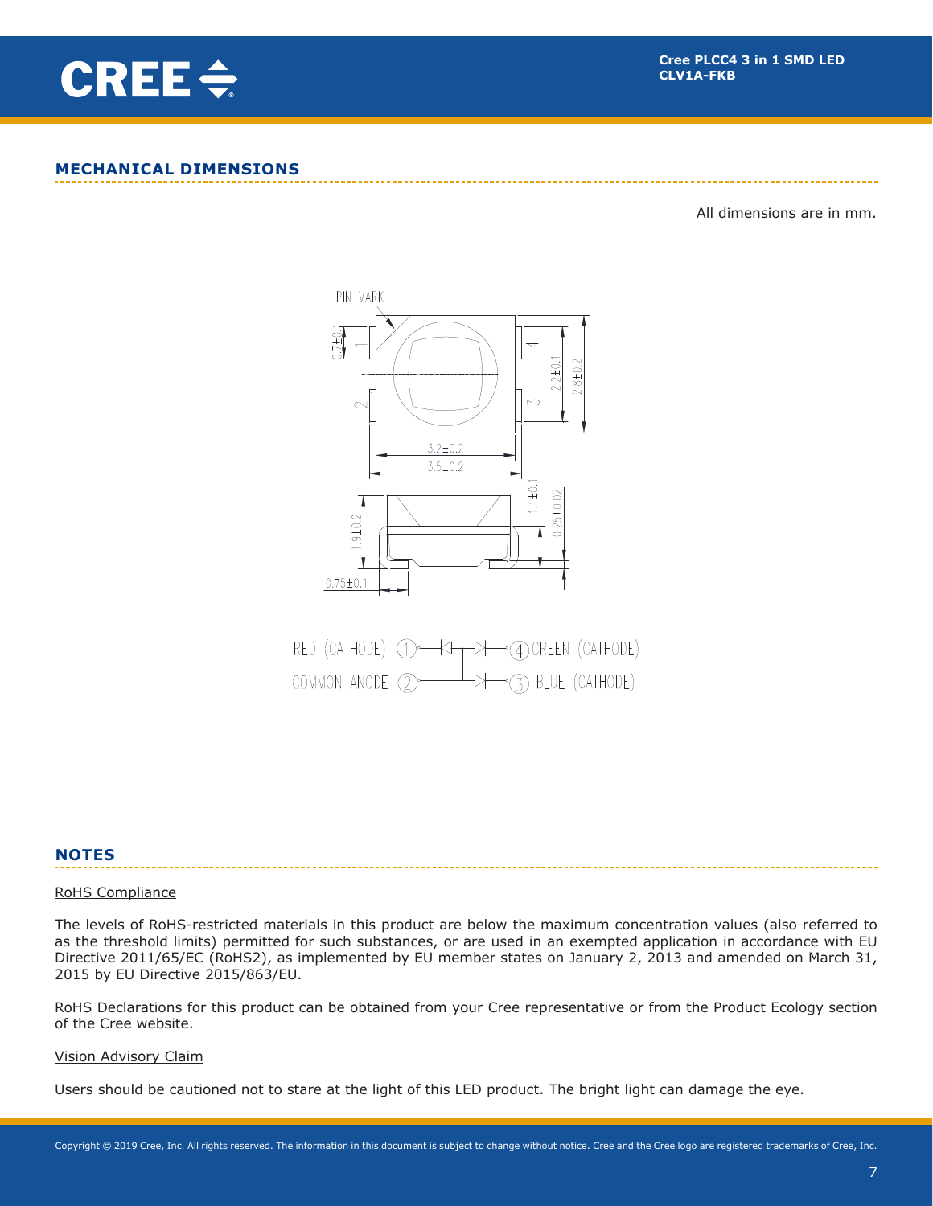## MECHANICAL DIMENSIONS

All dimensions are in mm.

PIN MARK

0.7±0.1

2.2±0.1

2.8±0.2

3.2±0.2

3.5±0.2

1.1±0.1

0.25±0.02

1.9±0.2

0.75±0.1

RED (CATHODE) ① ④ GREEN (CATHODE)

COMMON ANODE ② ③ BLUE (CATHODE)

## NOTES

RoHS Compliance

The levels of RoHS-restricted materials in this product are below the maximum concentration values (also referred to as the threshold limits) permitted for such substances, or are used in an exempted application in accordance with EU Directive 2011/65/EC (RoHS2), as implemented by EU member states on January 2, 2013 and amended on March 31, 2015 by EU Directive 2015/863/EU.

RoHS Declarations for this product can be obtained from your Cree representative or from the Product Ecology section of the Cree website.

Vision Advisory Claim

Users should be cautioned not to stare at the light of this LED product. The bright light can damage the eye.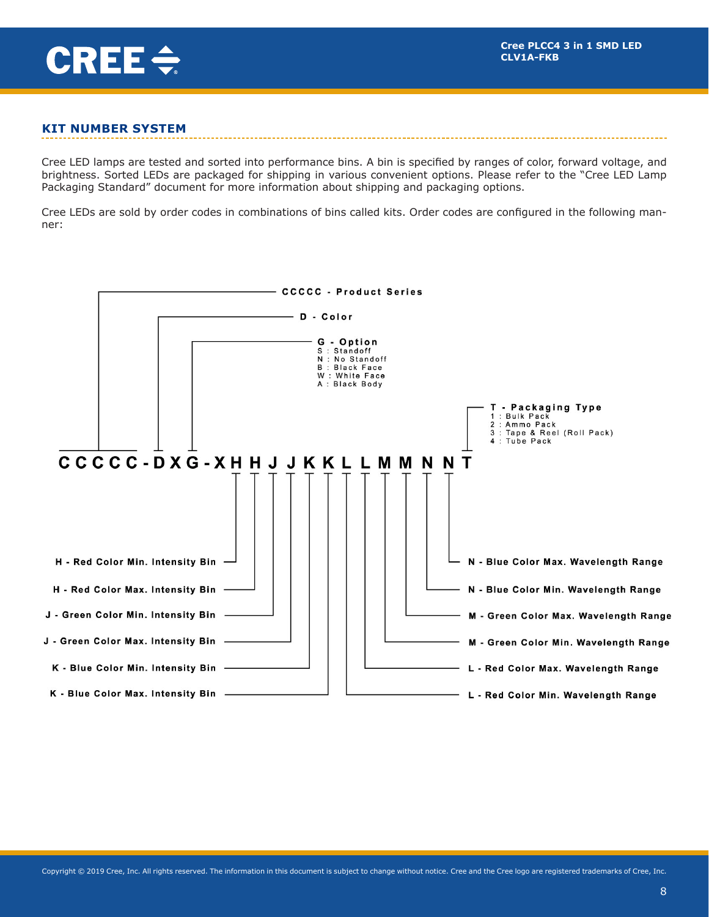## KIT NUMBER SYSTEM

Cree LED lamps are tested and sorted into performance bins. A bin is specified by ranges of color, forward voltage, and brightness. Sorted LEDs are packaged for shipping in various convenient options. Please refer to the "Cree LED Lamp Packaging Standard" document for more information about shipping and packaging options.

Cree LEDs are sold by order codes in combinations of bins called kits. Order codes are configured in the following manner:

**C C C C C - D X G - X H H J J K K L L M M N N T**

- **CCCCC - Product Series**
- **D - Color**
- **G - Option**
  - S : Standoff
  - N : No Standoff
  - B : Black Face
  - W : White Face
  - A : Black Body
- **T - Packaging Type**
  - 1 : Bulk Pack
  - 2 : Ammo Pack
  - 3 : Tape & Reel (Roll Pack)
  - 4 : Tube Pack
- **H - Red Color Min. Intensity Bin**
- **H - Red Color Max. Intensity Bin**
- **J - Green Color Min. Intensity Bin**
- **J - Green Color Max. Intensity Bin**
- **K - Blue Color Min. Intensity Bin**
- **K - Blue Color Max. Intensity Bin**
- **L - Red Color Min. Wavelength Range**
- **L - Red Color Max. Wavelength Range**
- **M - Green Color Min. Wavelength Range**
- **M - Green Color Max. Wavelength Range**
- **N - Blue Color Min. Wavelength Range**
- **N - Blue Color Max. Wavelength Range**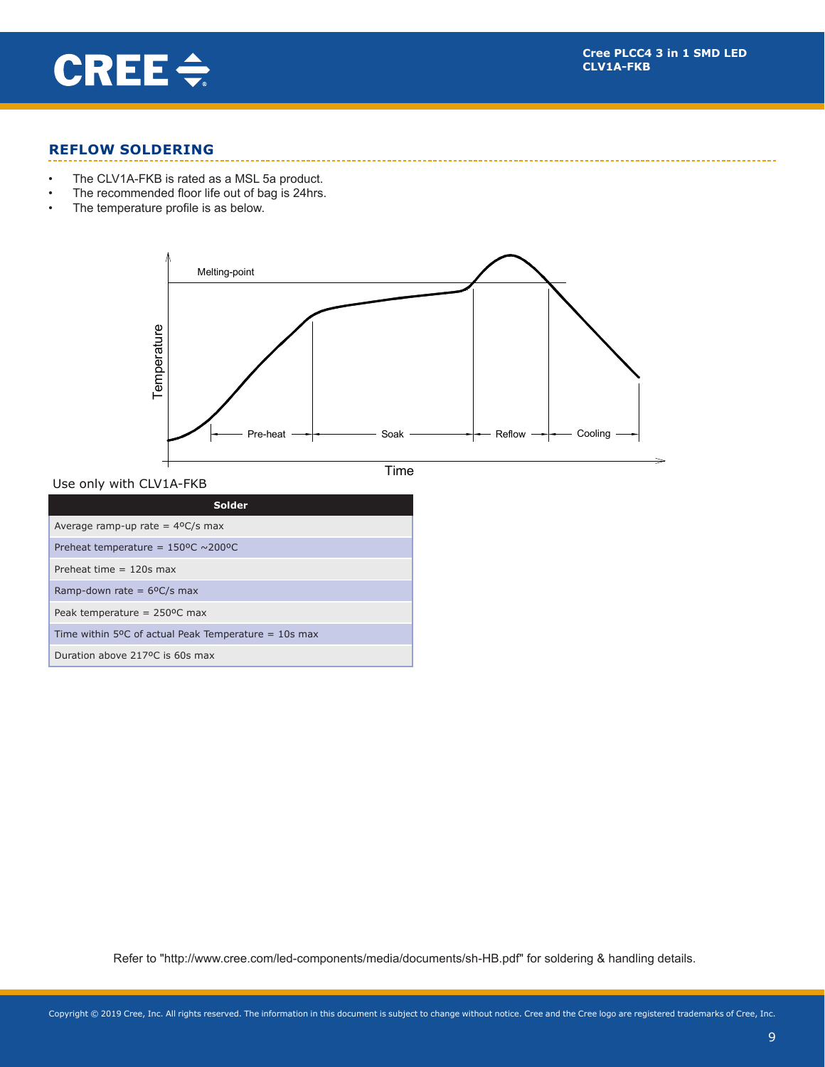## REFLOW SOLDERING

- The CLV1A-FKB is rated as a MSL 5a product.
- The recommended floor life out of bag is 24hrs.
- The temperature profile is as below.

Use only with CLV1A-FKB

| Solder |
|---|
| Average ramp-up rate = 4ºC/s max |
| Preheat temperature = 150ºC ~200ºC |
| Preheat time = 120s max |
| Ramp-down rate = 6ºC/s max |
| Peak temperature = 250ºC max |
| Time within 5ºC of actual Peak Temperature = 10s max |
| Duration above 217ºC is 60s max |

Refer to "http://www.cree.com/led-components/media/documents/sh-HB.pdf" for soldering & handling details.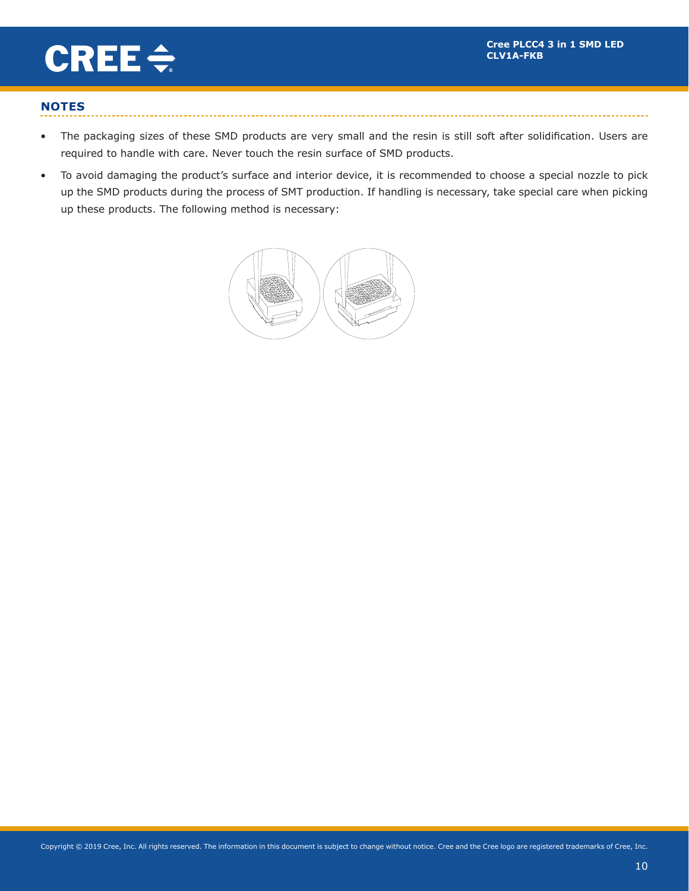## NOTES

- The packaging sizes of these SMD products are very small and the resin is still soft after solidification. Users are required to handle with care. Never touch the resin surface of SMD products.
- To avoid damaging the product's surface and interior device, it is recommended to choose a special nozzle to pick up the SMD products during the process of SMT production. If handling is necessary, take special care when picking up these products. The following method is necessary: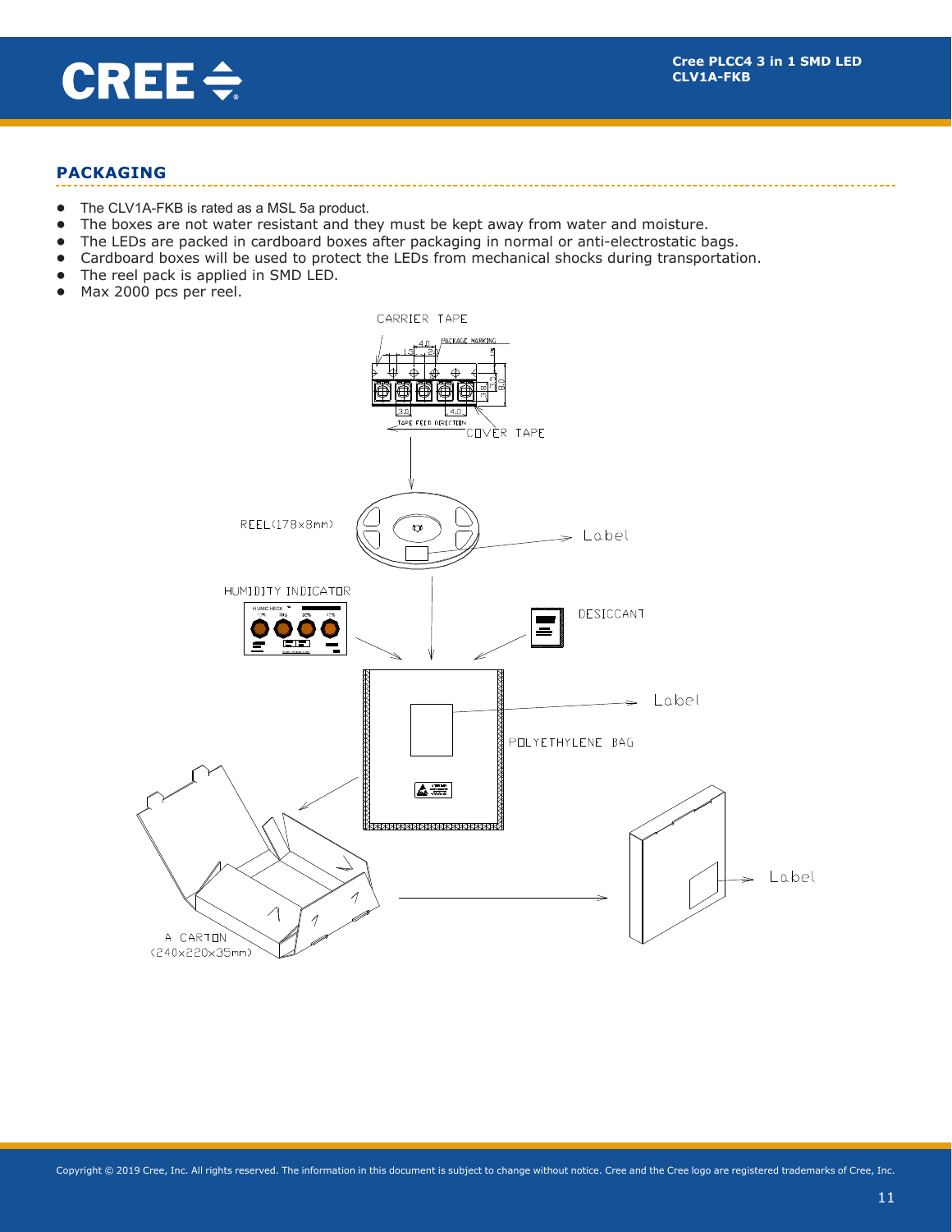## PACKAGING

- The CLV1A-FKB is rated as a MSL 5a product.
- The boxes are not water resistant and they must be kept away from water and moisture.
- The LEDs are packed in cardboard boxes after packaging in normal or anti-electrostatic bags.
- Cardboard boxes will be used to protect the LEDs from mechanical shocks during transportation.
- The reel pack is applied in SMD LED.
- Max 2000 pcs per reel.

CARRIER TAPE

PACKAGE MARKING

TAPE FEED DIRECTION

COVER TAPE

REEL(178x8mm)

Label

HUMIDITY INDICATOR

DESICCANT

Label

POLYETHYLENE BAG

A CARTON (240x220x35mm)

Label